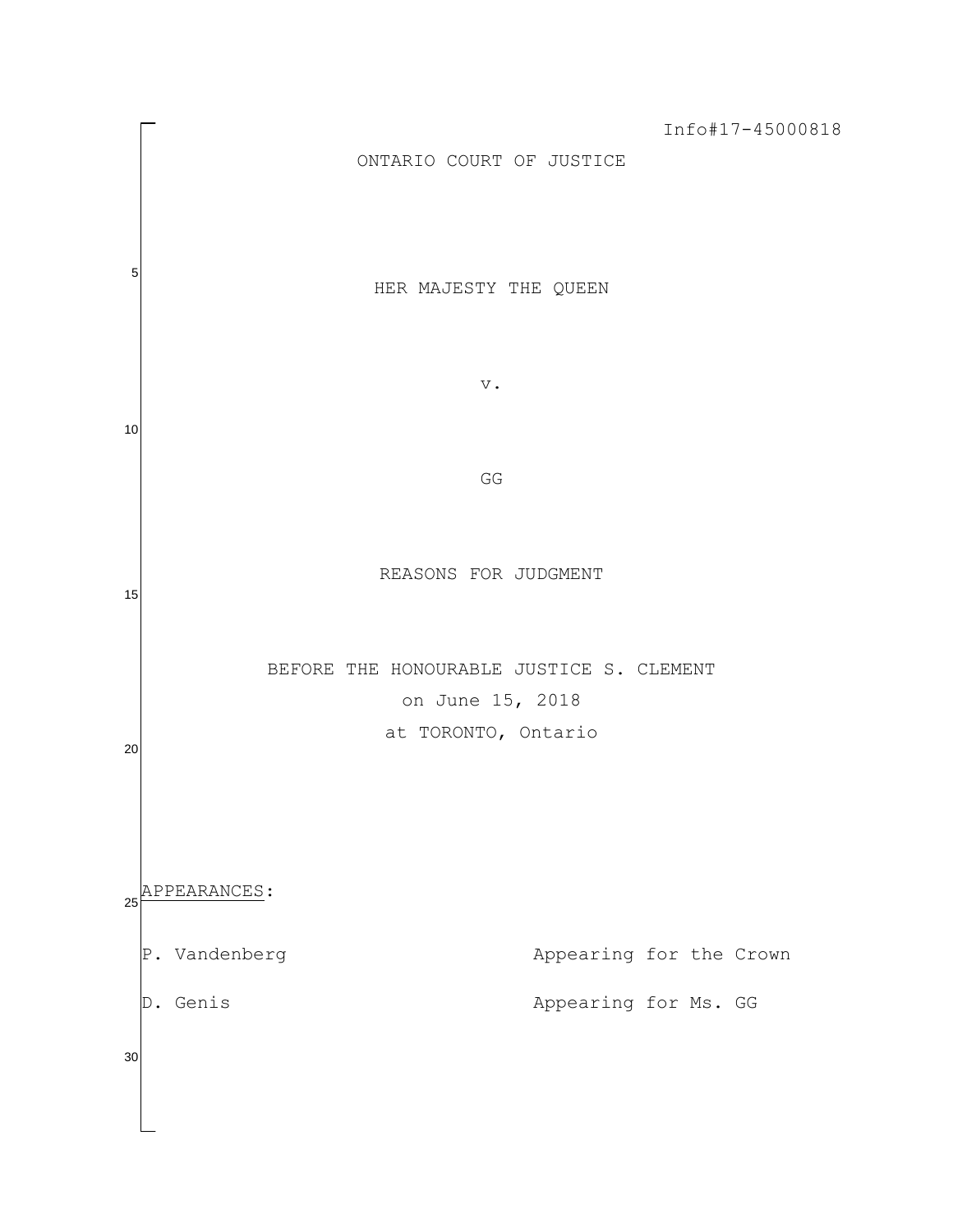Info#17-45000818

ONTARIO COURT OF JUSTICE

HER MAJESTY THE QUEEN

v.

GG

REASONS FOR JUDGMENT

BEFORE THE HONOURABLE JUSTICE S. CLEMENT

on June 15, 2018

at TORONTO, Ontario

APPEARANCES:

| | |
|---|---|
| P. Vandenberg | Appearing for the Crown |
| D. Genis | Appearing for Ms. GG |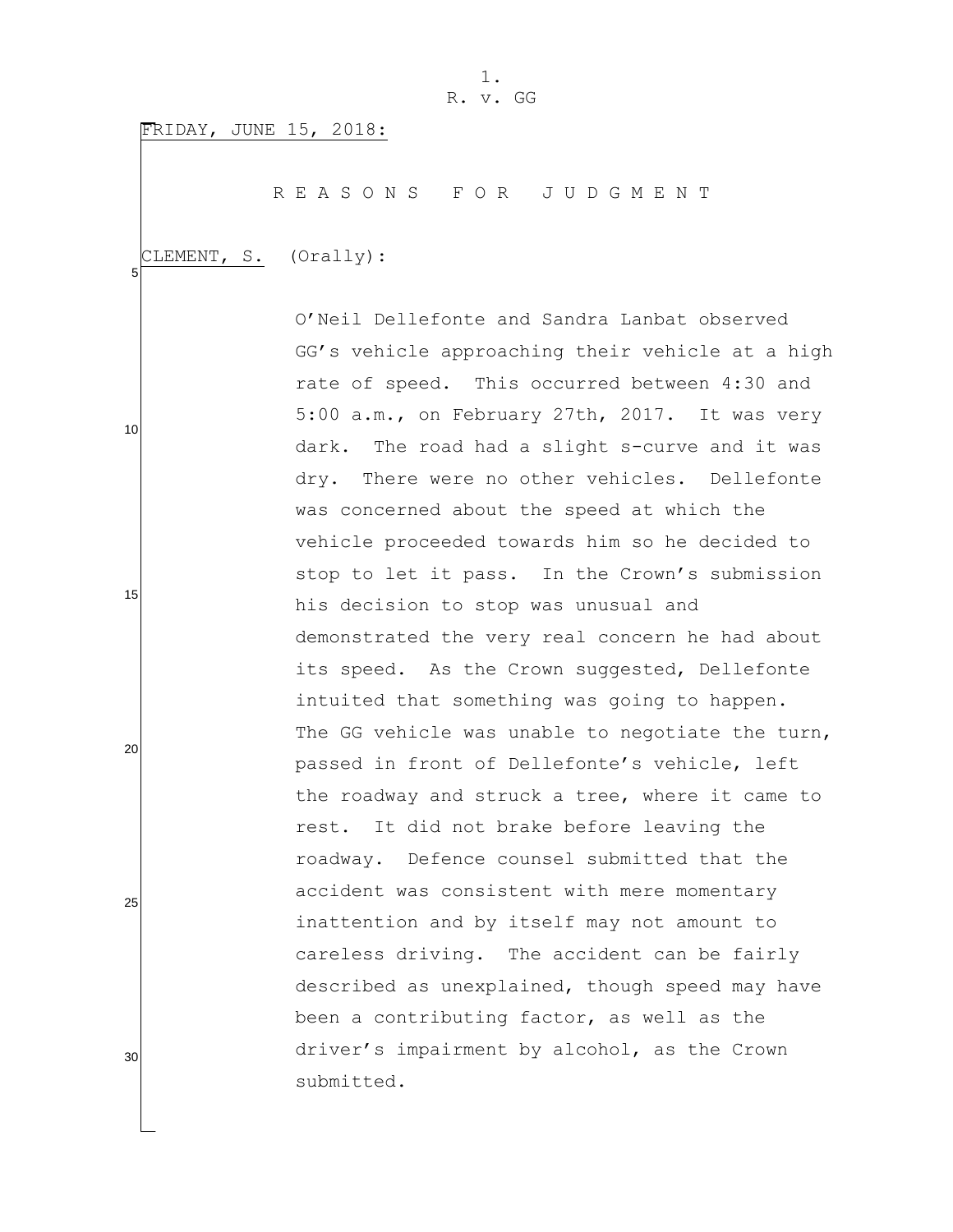FRIDAY, JUNE 15, 2018:

# R E A S O N S   F O R   J U D G M E N T

CLEMENT, S. (Orally):

O'Neil Dellefonte and Sandra Lanbat observed GG's vehicle approaching their vehicle at a high rate of speed. This occurred between 4:30 and 5:00 a.m., on February 27th, 2017. It was very dark. The road had a slight s-curve and it was dry. There were no other vehicles. Dellefonte was concerned about the speed at which the vehicle proceeded towards him so he decided to stop to let it pass. In the Crown's submission his decision to stop was unusual and demonstrated the very real concern he had about its speed. As the Crown suggested, Dellefonte intuited that something was going to happen. The GG vehicle was unable to negotiate the turn, passed in front of Dellefonte's vehicle, left the roadway and struck a tree, where it came to rest. It did not brake before leaving the roadway. Defence counsel submitted that the accident was consistent with mere momentary inattention and by itself may not amount to careless driving. The accident can be fairly described as unexplained, though speed may have been a contributing factor, as well as the driver's impairment by alcohol, as the Crown submitted.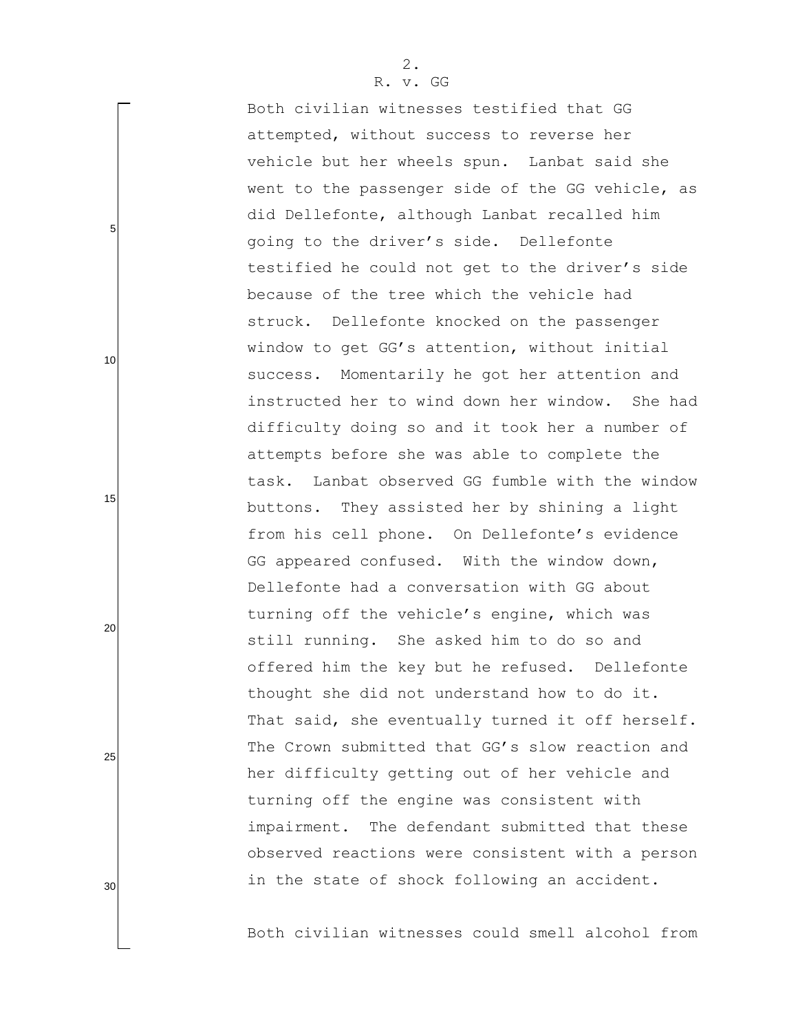Both civilian witnesses testified that GG attempted, without success to reverse her vehicle but her wheels spun. Lanbat said she went to the passenger side of the GG vehicle, as did Dellefonte, although Lanbat recalled him going to the driver's side. Dellefonte testified he could not get to the driver's side because of the tree which the vehicle had struck. Dellefonte knocked on the passenger window to get GG's attention, without initial success. Momentarily he got her attention and instructed her to wind down her window. She had difficulty doing so and it took her a number of attempts before she was able to complete the task. Lanbat observed GG fumble with the window buttons. They assisted her by shining a light from his cell phone. On Dellefonte's evidence GG appeared confused. With the window down, Dellefonte had a conversation with GG about turning off the vehicle's engine, which was still running. She asked him to do so and offered him the key but he refused. Dellefonte thought she did not understand how to do it. That said, she eventually turned it off herself. The Crown submitted that GG's slow reaction and her difficulty getting out of her vehicle and turning off the engine was consistent with impairment. The defendant submitted that these observed reactions were consistent with a person in the state of shock following an accident.

Both civilian witnesses could smell alcohol from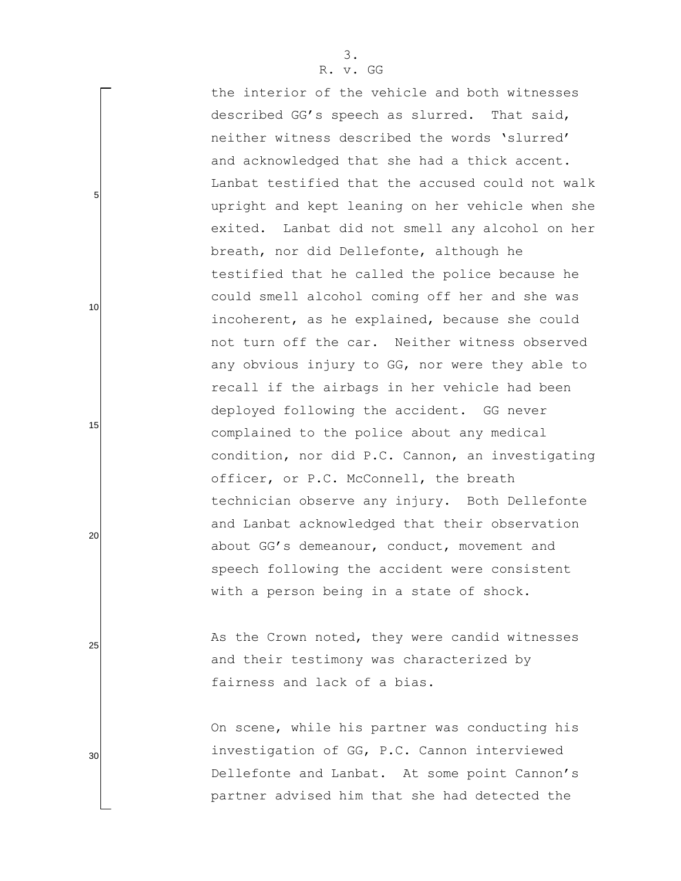the interior of the vehicle and both witnesses described GG's speech as slurred. That said, neither witness described the words 'slurred' and acknowledged that she had a thick accent. Lanbat testified that the accused could not walk upright and kept leaning on her vehicle when she exited. Lanbat did not smell any alcohol on her breath, nor did Dellefonte, although he testified that he called the police because he could smell alcohol coming off her and she was incoherent, as he explained, because she could not turn off the car. Neither witness observed any obvious injury to GG, nor were they able to recall if the airbags in her vehicle had been deployed following the accident. GG never complained to the police about any medical condition, nor did P.C. Cannon, an investigating officer, or P.C. McConnell, the breath technician observe any injury. Both Dellefonte and Lanbat acknowledged that their observation about GG's demeanour, conduct, movement and speech following the accident were consistent with a person being in a state of shock.

As the Crown noted, they were candid witnesses and their testimony was characterized by fairness and lack of a bias.

On scene, while his partner was conducting his investigation of GG, P.C. Cannon interviewed Dellefonte and Lanbat. At some point Cannon's partner advised him that she had detected the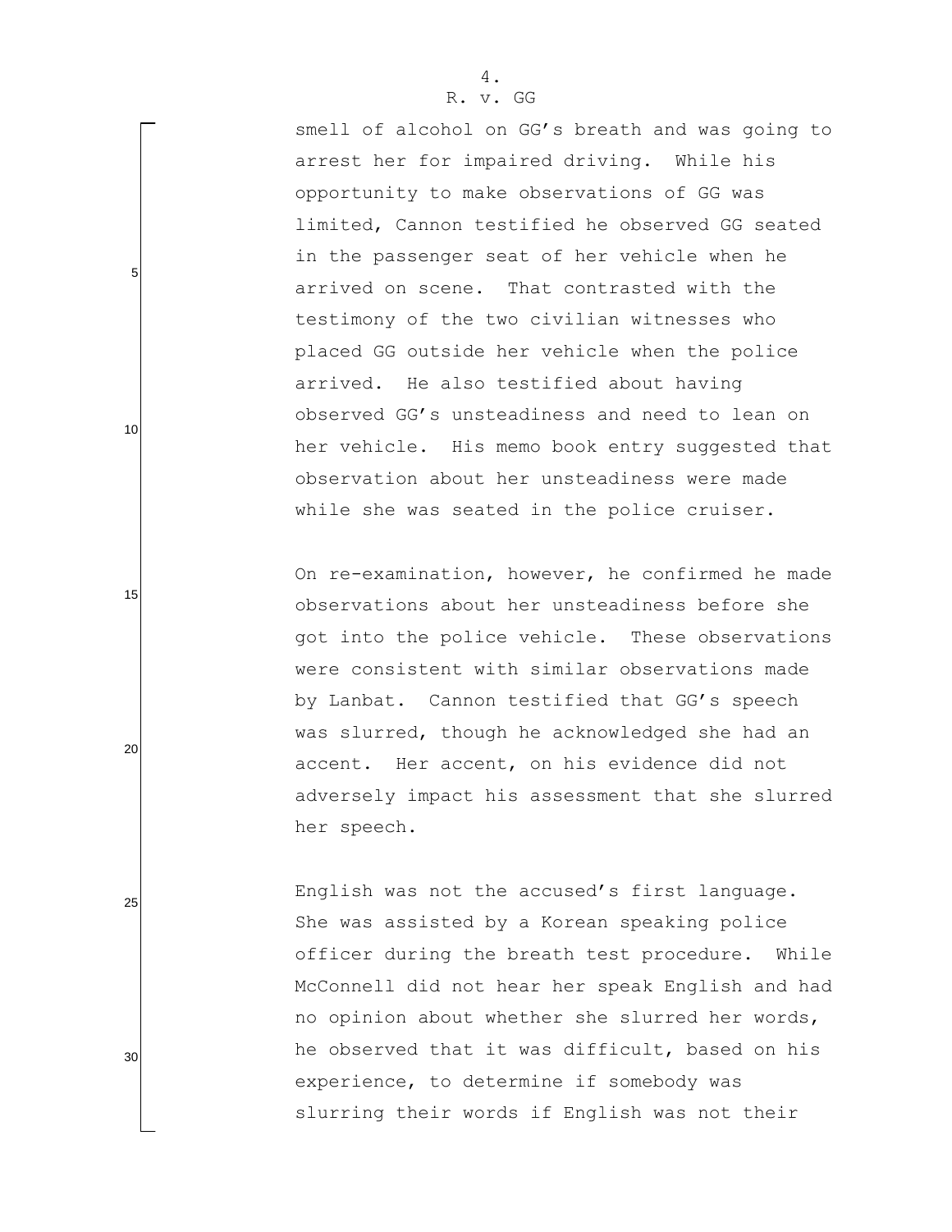smell of alcohol on GG's breath and was going to arrest her for impaired driving. While his opportunity to make observations of GG was limited, Cannon testified he observed GG seated in the passenger seat of her vehicle when he arrived on scene. That contrasted with the testimony of the two civilian witnesses who placed GG outside her vehicle when the police arrived. He also testified about having observed GG's unsteadiness and need to lean on her vehicle. His memo book entry suggested that observation about her unsteadiness were made while she was seated in the police cruiser.

On re-examination, however, he confirmed he made observations about her unsteadiness before she got into the police vehicle. These observations were consistent with similar observations made by Lanbat. Cannon testified that GG's speech was slurred, though he acknowledged she had an accent. Her accent, on his evidence did not adversely impact his assessment that she slurred her speech.

English was not the accused's first language. She was assisted by a Korean speaking police officer during the breath test procedure. While McConnell did not hear her speak English and had no opinion about whether she slurred her words, he observed that it was difficult, based on his experience, to determine if somebody was slurring their words if English was not their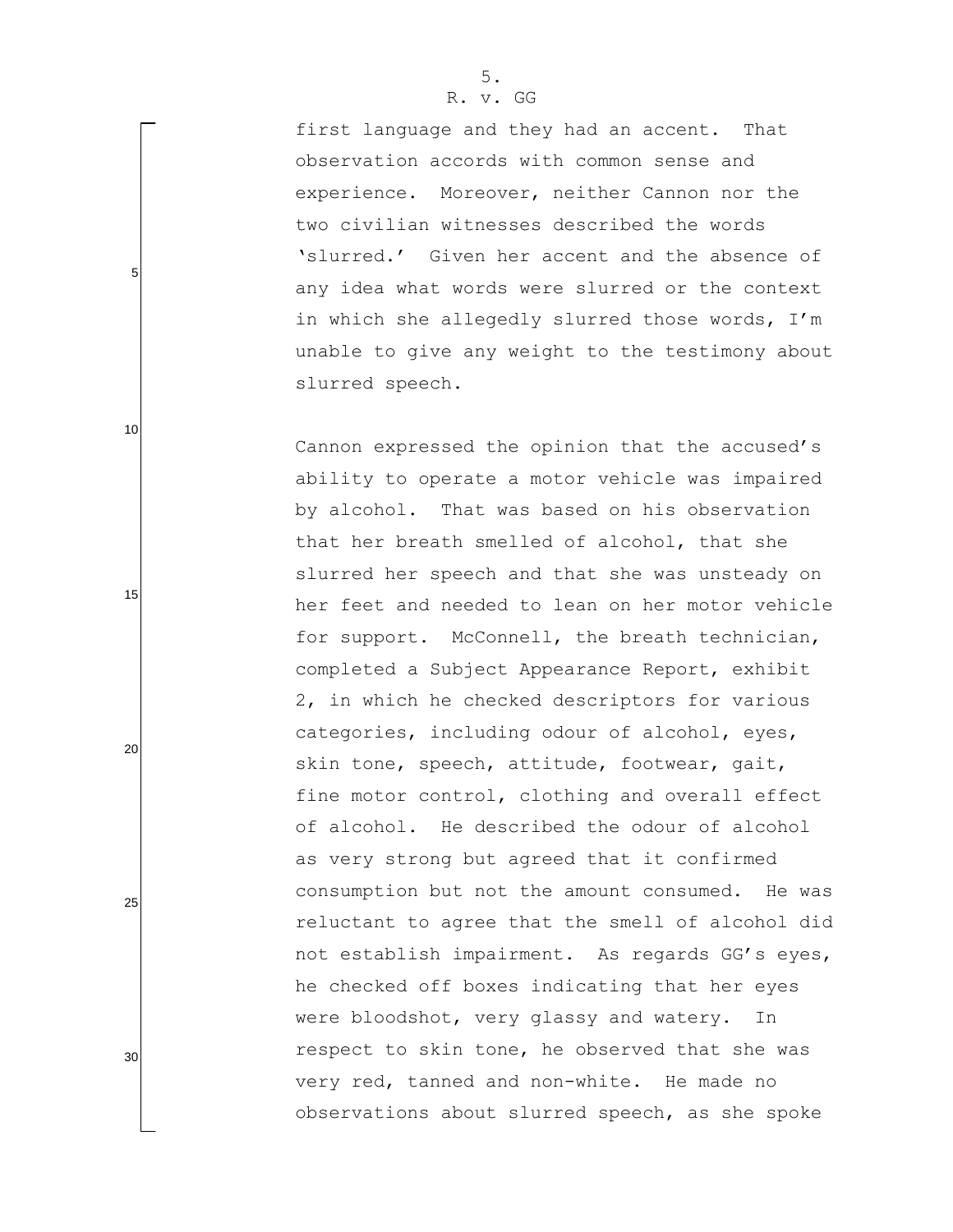first language and they had an accent. That observation accords with common sense and experience. Moreover, neither Cannon nor the two civilian witnesses described the words 'slurred.' Given her accent and the absence of any idea what words were slurred or the context in which she allegedly slurred those words, I'm unable to give any weight to the testimony about slurred speech.

Cannon expressed the opinion that the accused's ability to operate a motor vehicle was impaired by alcohol. That was based on his observation that her breath smelled of alcohol, that she slurred her speech and that she was unsteady on her feet and needed to lean on her motor vehicle for support. McConnell, the breath technician, completed a Subject Appearance Report, exhibit 2, in which he checked descriptors for various categories, including odour of alcohol, eyes, skin tone, speech, attitude, footwear, gait, fine motor control, clothing and overall effect of alcohol. He described the odour of alcohol as very strong but agreed that it confirmed consumption but not the amount consumed. He was reluctant to agree that the smell of alcohol did not establish impairment. As regards GG's eyes, he checked off boxes indicating that her eyes were bloodshot, very glassy and watery. In respect to skin tone, he observed that she was very red, tanned and non-white. He made no observations about slurred speech, as she spoke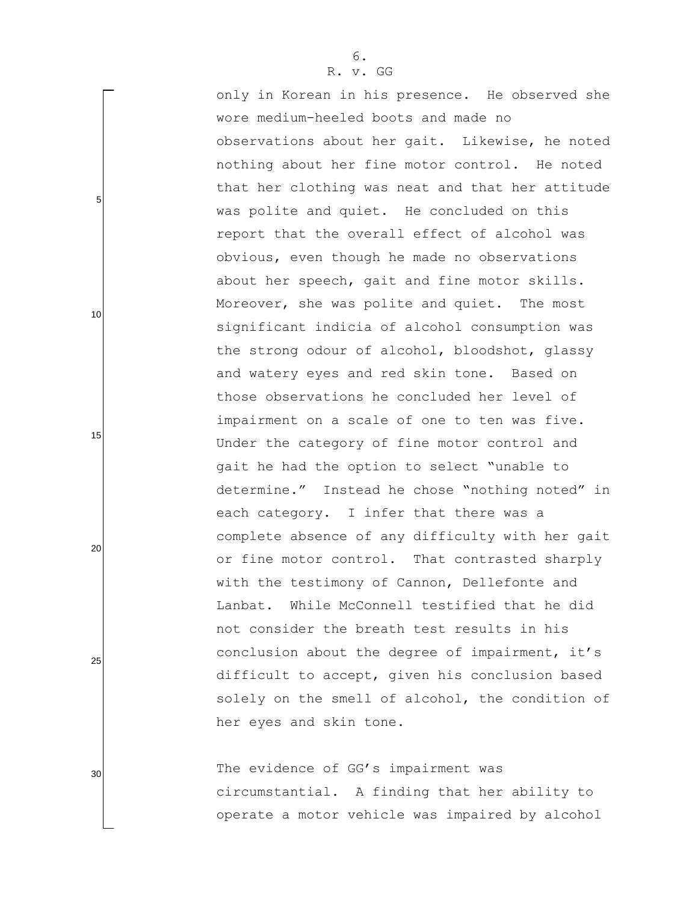only in Korean in his presence. He observed she wore medium-heeled boots and made no observations about her gait. Likewise, he noted nothing about her fine motor control. He noted that her clothing was neat and that her attitude was polite and quiet. He concluded on this report that the overall effect of alcohol was obvious, even though he made no observations about her speech, gait and fine motor skills. Moreover, she was polite and quiet. The most significant indicia of alcohol consumption was the strong odour of alcohol, bloodshot, glassy and watery eyes and red skin tone. Based on those observations he concluded her level of impairment on a scale of one to ten was five. Under the category of fine motor control and gait he had the option to select "unable to determine." Instead he chose "nothing noted" in each category. I infer that there was a complete absence of any difficulty with her gait or fine motor control. That contrasted sharply with the testimony of Cannon, Dellefonte and Lanbat. While McConnell testified that he did not consider the breath test results in his conclusion about the degree of impairment, it's difficult to accept, given his conclusion based solely on the smell of alcohol, the condition of her eyes and skin tone.

The evidence of GG's impairment was circumstantial. A finding that her ability to operate a motor vehicle was impaired by alcohol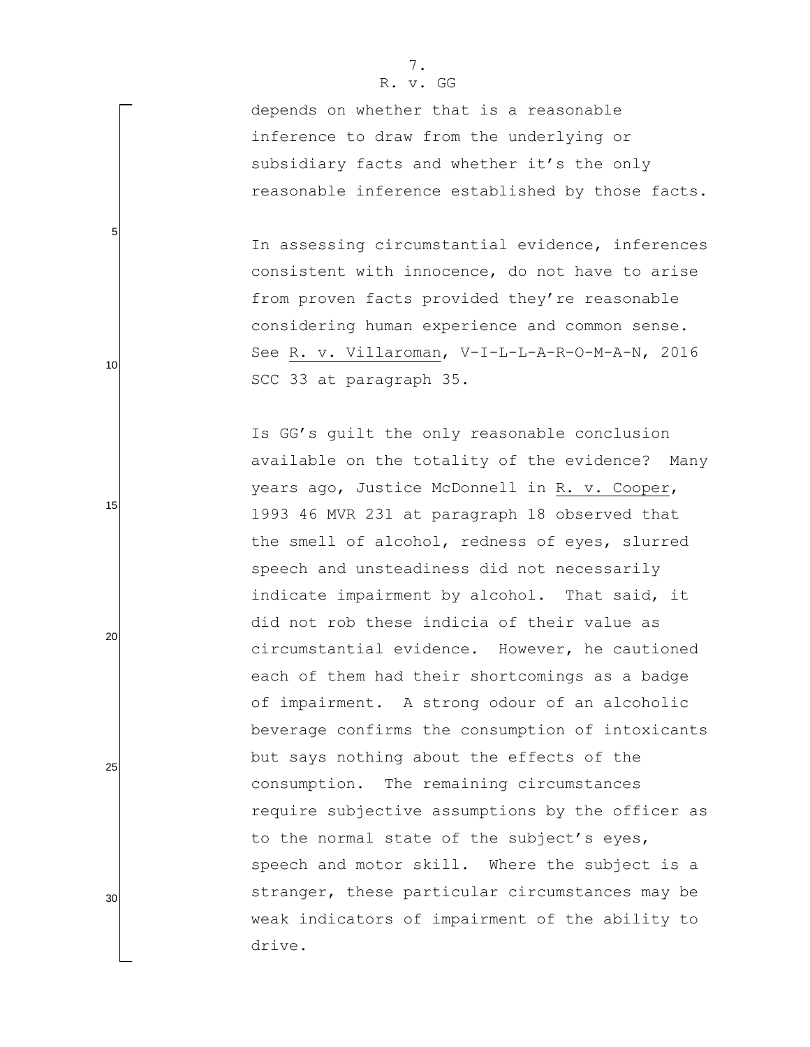depends on whether that is a reasonable inference to draw from the underlying or subsidiary facts and whether it's the only reasonable inference established by those facts.

In assessing circumstantial evidence, inferences consistent with innocence, do not have to arise from proven facts provided they're reasonable considering human experience and common sense. See R. v. Villaroman, V-I-L-L-A-R-O-M-A-N, 2016 SCC 33 at paragraph 35.

Is GG's guilt the only reasonable conclusion available on the totality of the evidence? Many years ago, Justice McDonnell in R. v. Cooper, 1993 46 MVR 231 at paragraph 18 observed that the smell of alcohol, redness of eyes, slurred speech and unsteadiness did not necessarily indicate impairment by alcohol. That said, it did not rob these indicia of their value as circumstantial evidence. However, he cautioned each of them had their shortcomings as a badge of impairment. A strong odour of an alcoholic beverage confirms the consumption of intoxicants but says nothing about the effects of the consumption. The remaining circumstances require subjective assumptions by the officer as to the normal state of the subject's eyes, speech and motor skill. Where the subject is a stranger, these particular circumstances may be weak indicators of impairment of the ability to drive.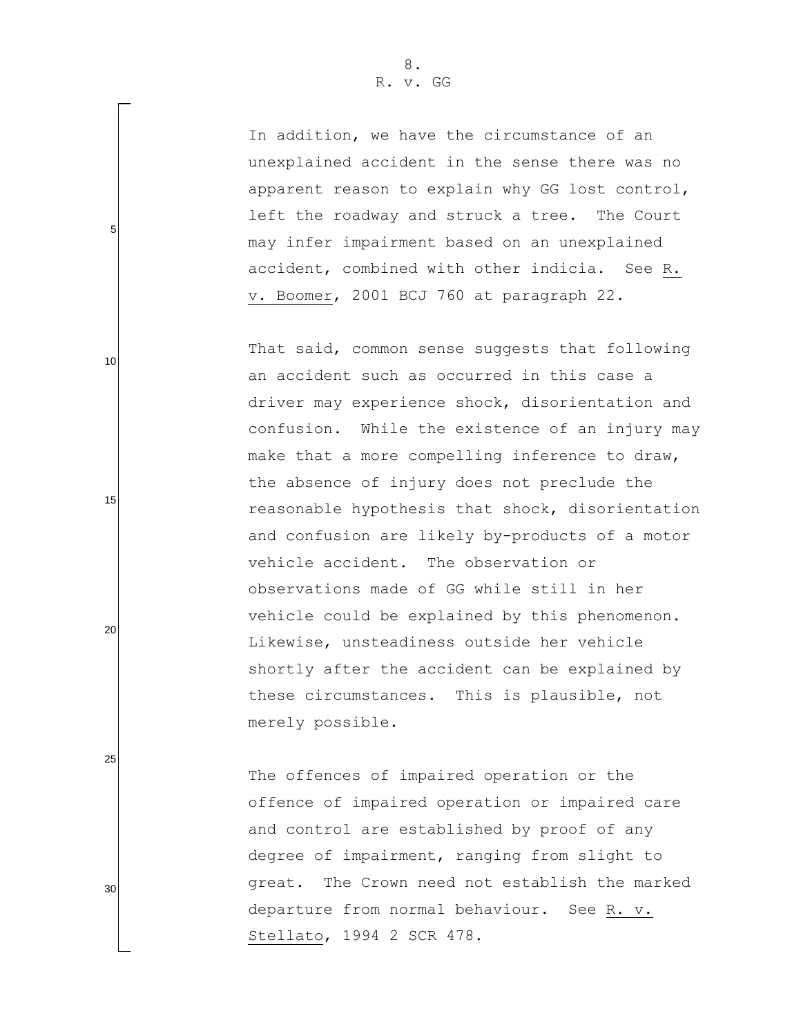In addition, we have the circumstance of an unexplained accident in the sense there was no apparent reason to explain why GG lost control, left the roadway and struck a tree. The Court may infer impairment based on an unexplained accident, combined with other indicia. See R. v. Boomer, 2001 BCJ 760 at paragraph 22.

That said, common sense suggests that following an accident such as occurred in this case a driver may experience shock, disorientation and confusion. While the existence of an injury may make that a more compelling inference to draw, the absence of injury does not preclude the reasonable hypothesis that shock, disorientation and confusion are likely by-products of a motor vehicle accident. The observation or observations made of GG while still in her vehicle could be explained by this phenomenon. Likewise, unsteadiness outside her vehicle shortly after the accident can be explained by these circumstances. This is plausible, not merely possible.

The offences of impaired operation or the offence of impaired operation or impaired care and control are established by proof of any degree of impairment, ranging from slight to great. The Crown need not establish the marked departure from normal behaviour. See R. v. Stellato, 1994 2 SCR 478.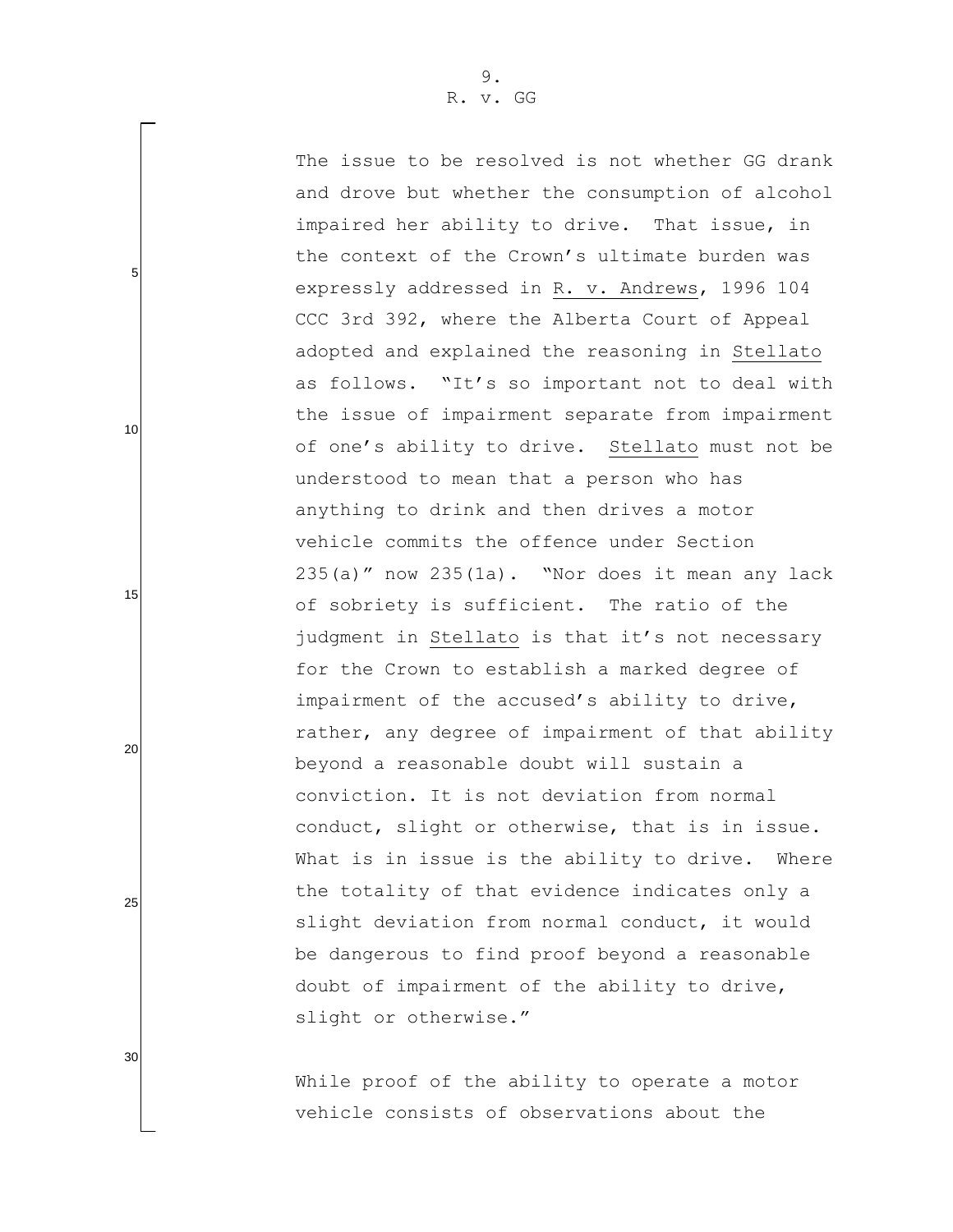The issue to be resolved is not whether GG drank and drove but whether the consumption of alcohol impaired her ability to drive. That issue, in the context of the Crown's ultimate burden was expressly addressed in R. v. Andrews, 1996 104 CCC 3rd 392, where the Alberta Court of Appeal adopted and explained the reasoning in Stellato as follows. "It's so important not to deal with the issue of impairment separate from impairment of one's ability to drive. Stellato must not be understood to mean that a person who has anything to drink and then drives a motor vehicle commits the offence under Section 235(a)" now 235(1a). "Nor does it mean any lack of sobriety is sufficient. The ratio of the judgment in Stellato is that it's not necessary for the Crown to establish a marked degree of impairment of the accused's ability to drive, rather, any degree of impairment of that ability beyond a reasonable doubt will sustain a conviction. It is not deviation from normal conduct, slight or otherwise, that is in issue. What is in issue is the ability to drive. Where the totality of that evidence indicates only a slight deviation from normal conduct, it would be dangerous to find proof beyond a reasonable doubt of impairment of the ability to drive, slight or otherwise."

While proof of the ability to operate a motor vehicle consists of observations about the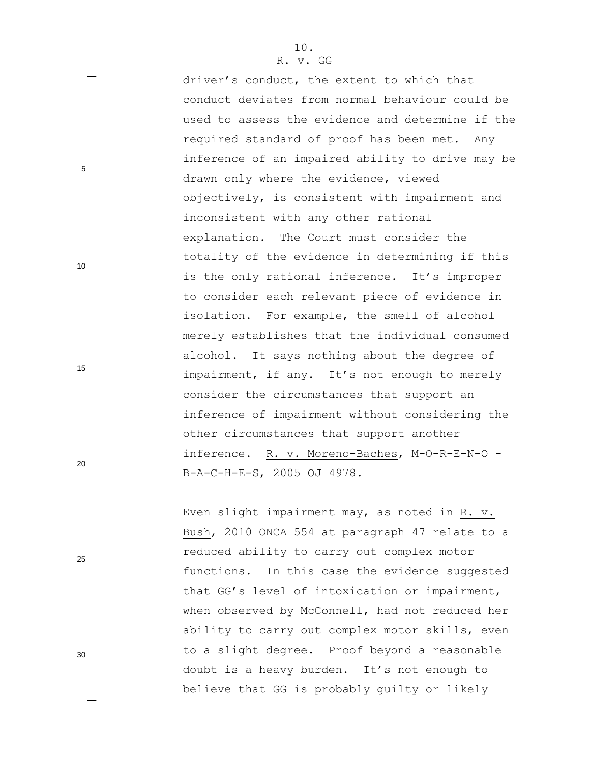driver's conduct, the extent to which that conduct deviates from normal behaviour could be used to assess the evidence and determine if the required standard of proof has been met. Any inference of an impaired ability to drive may be drawn only where the evidence, viewed objectively, is consistent with impairment and inconsistent with any other rational explanation. The Court must consider the totality of the evidence in determining if this is the only rational inference. It's improper to consider each relevant piece of evidence in isolation. For example, the smell of alcohol merely establishes that the individual consumed alcohol. It says nothing about the degree of impairment, if any. It's not enough to merely consider the circumstances that support an inference of impairment without considering the other circumstances that support another inference. R. v. Moreno-Baches, M-O-R-E-N-O - B-A-C-H-E-S, 2005 OJ 4978.

Even slight impairment may, as noted in R. v. Bush, 2010 ONCA 554 at paragraph 47 relate to a reduced ability to carry out complex motor functions. In this case the evidence suggested that GG's level of intoxication or impairment, when observed by McConnell, had not reduced her ability to carry out complex motor skills, even to a slight degree. Proof beyond a reasonable doubt is a heavy burden. It's not enough to believe that GG is probably guilty or likely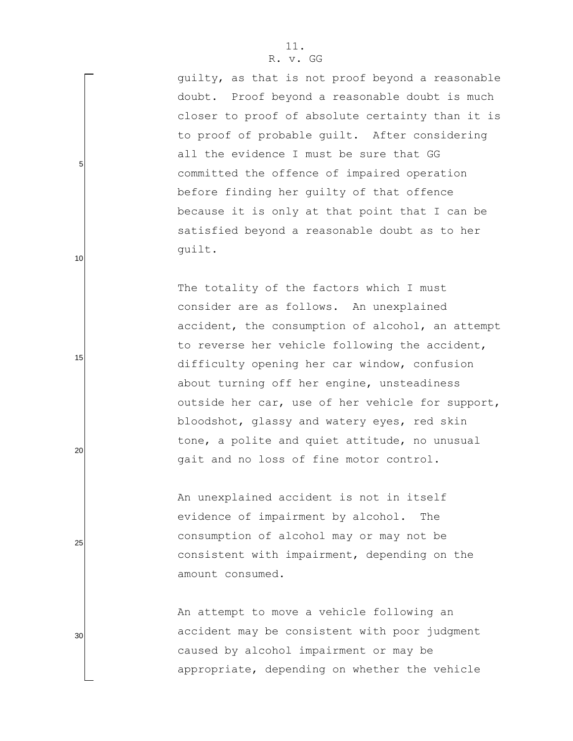guilty, as that is not proof beyond a reasonable doubt. Proof beyond a reasonable doubt is much closer to proof of absolute certainty than it is to proof of probable guilt. After considering all the evidence I must be sure that GG committed the offence of impaired operation before finding her guilty of that offence because it is only at that point that I can be satisfied beyond a reasonable doubt as to her guilt.

The totality of the factors which I must consider are as follows. An unexplained accident, the consumption of alcohol, an attempt to reverse her vehicle following the accident, difficulty opening her car window, confusion about turning off her engine, unsteadiness outside her car, use of her vehicle for support, bloodshot, glassy and watery eyes, red skin tone, a polite and quiet attitude, no unusual gait and no loss of fine motor control.

An unexplained accident is not in itself evidence of impairment by alcohol. The consumption of alcohol may or may not be consistent with impairment, depending on the amount consumed.

An attempt to move a vehicle following an accident may be consistent with poor judgment caused by alcohol impairment or may be appropriate, depending on whether the vehicle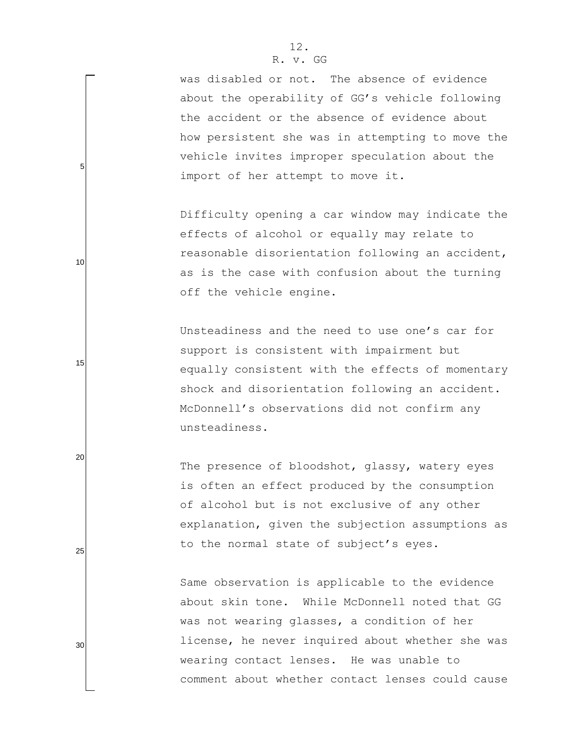was disabled or not. The absence of evidence about the operability of GG's vehicle following the accident or the absence of evidence about how persistent she was in attempting to move the vehicle invites improper speculation about the import of her attempt to move it.

Difficulty opening a car window may indicate the effects of alcohol or equally may relate to reasonable disorientation following an accident, as is the case with confusion about the turning off the vehicle engine.

Unsteadiness and the need to use one's car for support is consistent with impairment but equally consistent with the effects of momentary shock and disorientation following an accident. McDonnell's observations did not confirm any unsteadiness.

The presence of bloodshot, glassy, watery eyes is often an effect produced by the consumption of alcohol but is not exclusive of any other explanation, given the subjection assumptions as to the normal state of subject's eyes.

Same observation is applicable to the evidence about skin tone. While McDonnell noted that GG was not wearing glasses, a condition of her license, he never inquired about whether she was wearing contact lenses. He was unable to comment about whether contact lenses could cause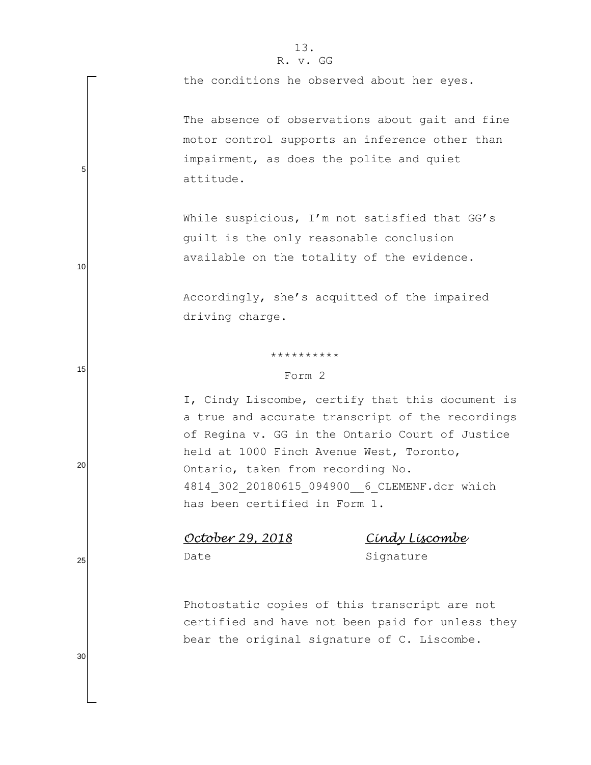the conditions he observed about her eyes.

The absence of observations about gait and fine motor control supports an inference other than impairment, as does the polite and quiet attitude.

While suspicious, I'm not satisfied that GG's guilt is the only reasonable conclusion available on the totality of the evidence.

Accordingly, she's acquitted of the impaired driving charge.

**********

Form 2

I, Cindy Liscombe, certify that this document is a true and accurate transcript of the recordings of Regina v. GG in the Ontario Court of Justice held at 1000 Finch Avenue West, Toronto, Ontario, taken from recording No. 4814_302_20180615_094900__6_CLEMENF.dcr which has been certified in Form 1.

*October 29, 2018* | *Cindy Liscombe*

Date | Signature

Photostatic copies of this transcript are not certified and have not been paid for unless they bear the original signature of C. Liscombe.